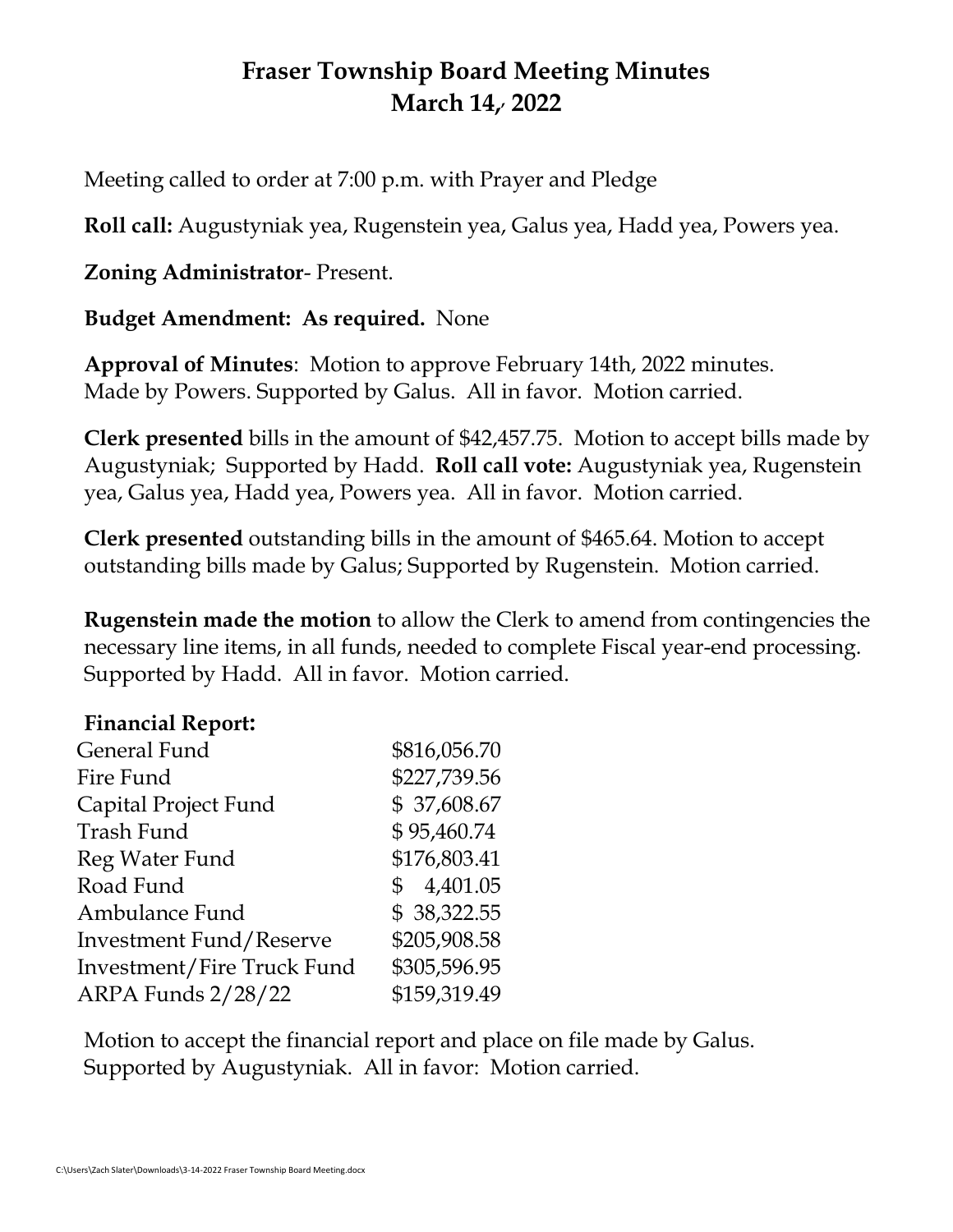# Fraser Township Board Meeting Minutes
# March 14, 2022

Meeting called to order at 7:00 p.m. with Prayer and Pledge

**Roll call:** Augustyniak yea, Rugenstein yea, Galus yea, Hadd yea, Powers yea.

**Zoning Administrator**- Present.

**Budget Amendment: As required.** None

**Approval of Minutes**: Motion to approve February 14th, 2022 minutes. Made by Powers. Supported by Galus. All in favor. Motion carried.

**Clerk presented** bills in the amount of $42,457.75. Motion to accept bills made by Augustyniak; Supported by Hadd. **Roll call vote:** Augustyniak yea, Rugenstein yea, Galus yea, Hadd yea, Powers yea. All in favor. Motion carried.

**Clerk presented** outstanding bills in the amount of $465.64. Motion to accept outstanding bills made by Galus; Supported by Rugenstein. Motion carried.

**Rugenstein made the motion** to allow the Clerk to amend from contingencies the necessary line items, in all funds, needed to complete Fiscal year-end processing. Supported by Hadd. All in favor. Motion carried.

**Financial Report:**

| | |
|---|---|
| General Fund | $816,056.70 |
| Fire Fund | $227,739.56 |
| Capital Project Fund | $ 37,608.67 |
| Trash Fund | $ 95,460.74 |
| Reg Water Fund | $176,803.41 |
| Road Fund | $ 4,401.05 |
| Ambulance Fund | $ 38,322.55 |
| Investment Fund/Reserve | $205,908.58 |
| Investment/Fire Truck Fund | $305,596.95 |
| ARPA Funds 2/28/22 | $159,319.49 |

Motion to accept the financial report and place on file made by Galus. Supported by Augustyniak. All in favor: Motion carried.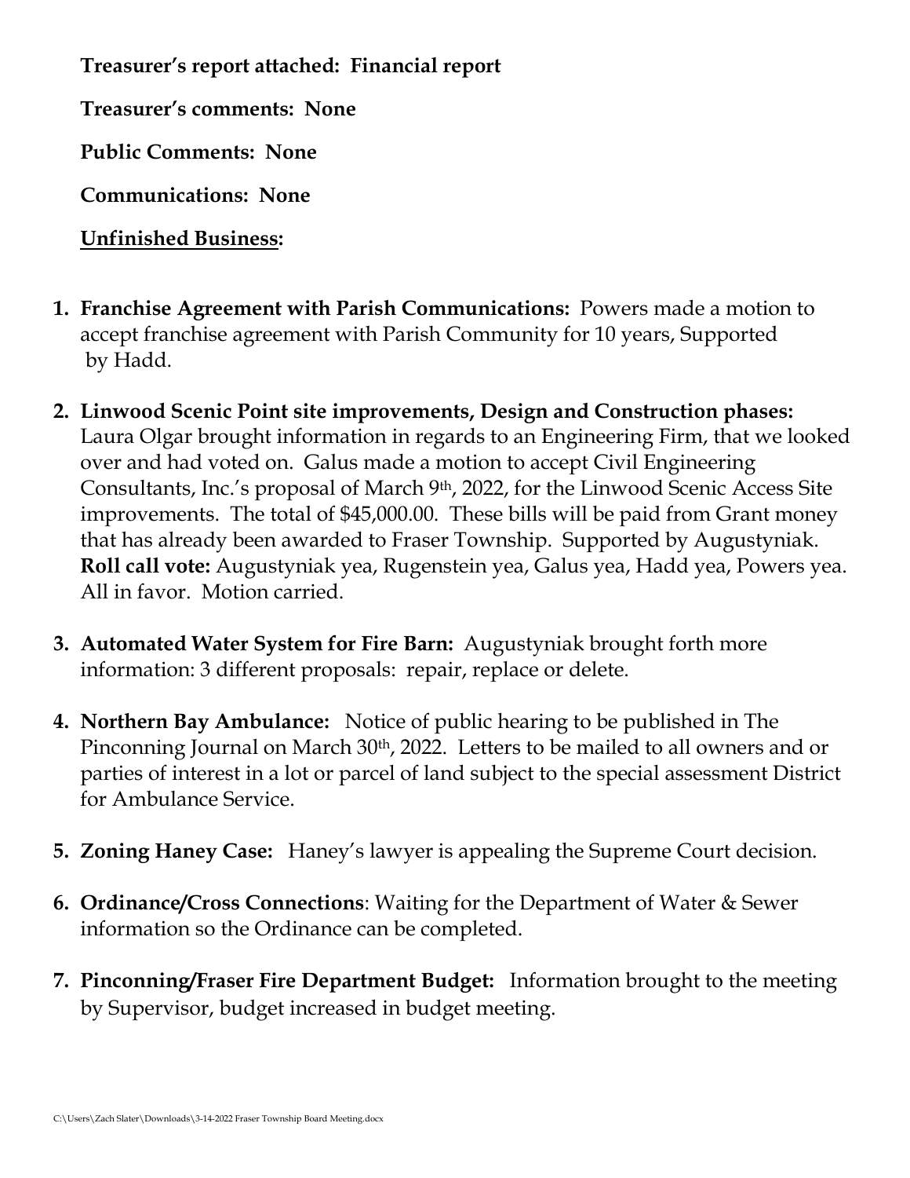**Treasurer's report attached: Financial report**

**Treasurer's comments: None**

**Public Comments: None**

**Communications: None**

**<u>Unfinished Business</u>:**

1. **Franchise Agreement with Parish Communications:** Powers made a motion to accept franchise agreement with Parish Community for 10 years, Supported by Hadd.

2. **Linwood Scenic Point site improvements, Design and Construction phases:** Laura Olgar brought information in regards to an Engineering Firm, that we looked over and had voted on. Galus made a motion to accept Civil Engineering Consultants, Inc.'s proposal of March 9th, 2022, for the Linwood Scenic Access Site improvements. The total of $45,000.00. These bills will be paid from Grant money that has already been awarded to Fraser Township. Supported by Augustyniak. **Roll call vote:** Augustyniak yea, Rugenstein yea, Galus yea, Hadd yea, Powers yea. All in favor. Motion carried.

3. **Automated Water System for Fire Barn:** Augustyniak brought forth more information: 3 different proposals: repair, replace or delete.

4. **Northern Bay Ambulance:** Notice of public hearing to be published in The Pinconning Journal on March 30th, 2022. Letters to be mailed to all owners and or parties of interest in a lot or parcel of land subject to the special assessment District for Ambulance Service.

5. **Zoning Haney Case:** Haney's lawyer is appealing the Supreme Court decision.

6. **Ordinance/Cross Connections**: Waiting for the Department of Water & Sewer information so the Ordinance can be completed.

7. **Pinconning/Fraser Fire Department Budget:** Information brought to the meeting by Supervisor, budget increased in budget meeting.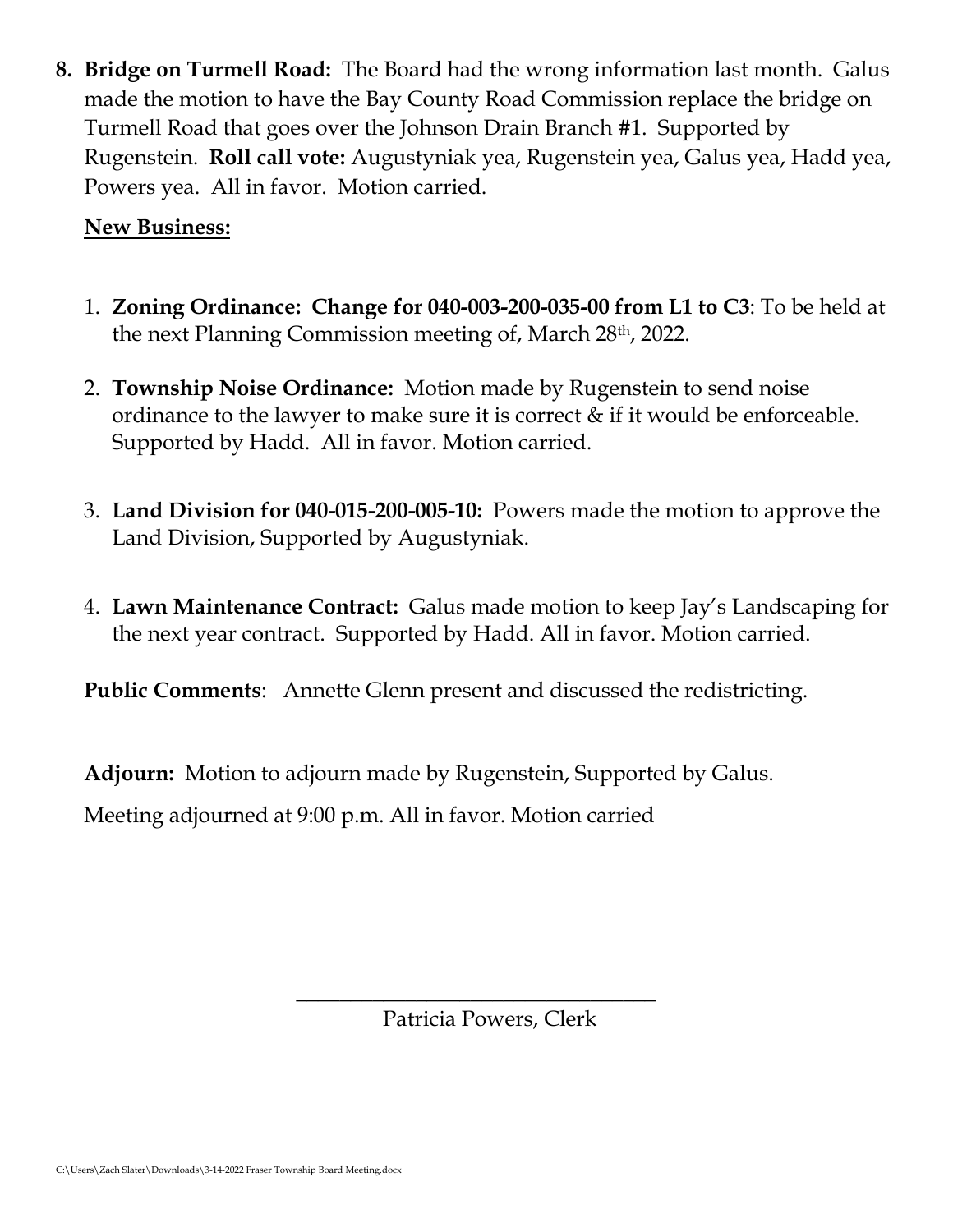8. **Bridge on Turmell Road:** The Board had the wrong information last month. Galus made the motion to have the Bay County Road Commission replace the bridge on Turmell Road that goes over the Johnson Drain Branch #1. Supported by Rugenstein. **Roll call vote:** Augustyniak yea, Rugenstein yea, Galus yea, Hadd yea, Powers yea. All in favor. Motion carried.

**New Business:**

1. **Zoning Ordinance: Change for 040-003-200-035-00 from L1 to C3**: To be held at the next Planning Commission meeting of, March 28th, 2022.

2. **Township Noise Ordinance:** Motion made by Rugenstein to send noise ordinance to the lawyer to make sure it is correct & if it would be enforceable. Supported by Hadd. All in favor. Motion carried.

3. **Land Division for 040-015-200-005-10:** Powers made the motion to approve the Land Division, Supported by Augustyniak.

4. **Lawn Maintenance Contract:** Galus made motion to keep Jay's Landscaping for the next year contract. Supported by Hadd. All in favor. Motion carried.

**Public Comments**: Annette Glenn present and discussed the redistricting.

**Adjourn:** Motion to adjourn made by Rugenstein, Supported by Galus.

Meeting adjourned at 9:00 p.m. All in favor. Motion carried

\_\_\_\_\_\_\_\_\_\_\_\_\_\_\_\_\_\_\_\_\_\_\_\_\_\_\_\_\_\_\_\_\_\_

Patricia Powers, Clerk

C:\Users\Zach Slater\Downloads\3-14-2022 Fraser Township Board Meeting.docx